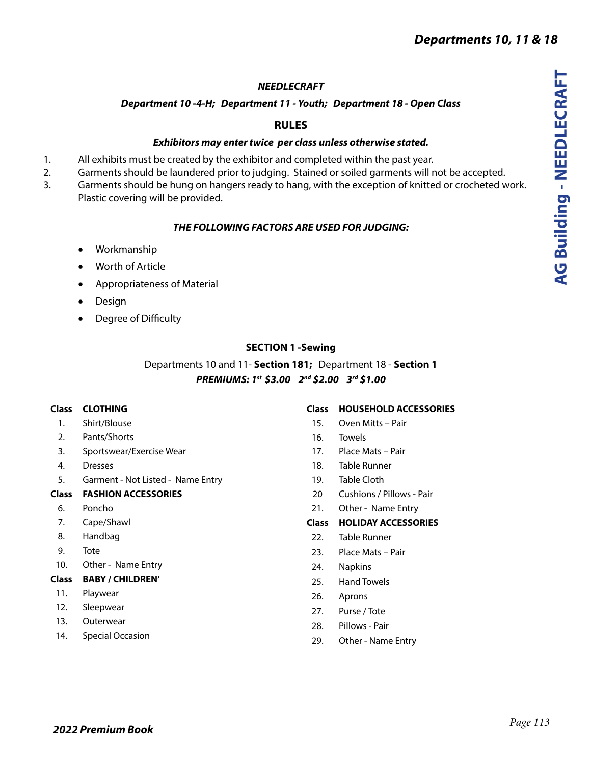# NEEDLECRAFT

***Department 10 -4-H; Department 11 - Youth; Department 18 - Open Class***

## RULES

***Exhibitors may enter twice per class unless otherwise stated.***

1. All exhibits must be created by the exhibitor and completed within the past year.
2. Garments should be laundered prior to judging. Stained or soiled garments will not be accepted.
3. Garments should be hung on hangers ready to hang, with the exception of knitted or crocheted work. Plastic covering will be provided.

***THE FOLLOWING FACTORS ARE USED FOR JUDGING:***

- Workmanship
- Worth of Article
- Appropriateness of Material
- Design
- Degree of Difficulty

### SECTION 1 -Sewing

Departments 10 and 11- **Section 181;** Department 18 - **Section 1**

***PREMIUMS: 1st $3.00 2nd $2.00 3rd $1.00***

| Class | CLOTHING |
|---|---|
| 1. | Shirt/Blouse |
| 2. | Pants/Shorts |
| 3. | Sportswear/Exercise Wear |
| 4. | Dresses |
| 5. | Garment - Not Listed - Name Entry |
| **Class** | **FASHION ACCESSORIES** |
| 6. | Poncho |
| 7. | Cape/Shawl |
| 8. | Handbag |
| 9. | Tote |
| 10. | Other - Name Entry |
| **Class** | **BABY / CHILDREN'** |
| 11. | Playwear |
| 12. | Sleepwear |
| 13. | Outerwear |
| 14. | Special Occasion |

| Class | HOUSEHOLD ACCESSORIES |
|---|---|
| 15. | Oven Mitts – Pair |
| 16. | Towels |
| 17. | Place Mats – Pair |
| 18. | Table Runner |
| 19. | Table Cloth |
| 20 | Cushions / Pillows - Pair |
| 21. | Other - Name Entry |
| **Class** | **HOLIDAY ACCESSORIES** |
| 22. | Table Runner |
| 23. | Place Mats – Pair |
| 24. | Napkins |
| 25. | Hand Towels |
| 26. | Aprons |
| 27. | Purse / Tote |
| 28. | Pillows - Pair |
| 29. | Other - Name Entry |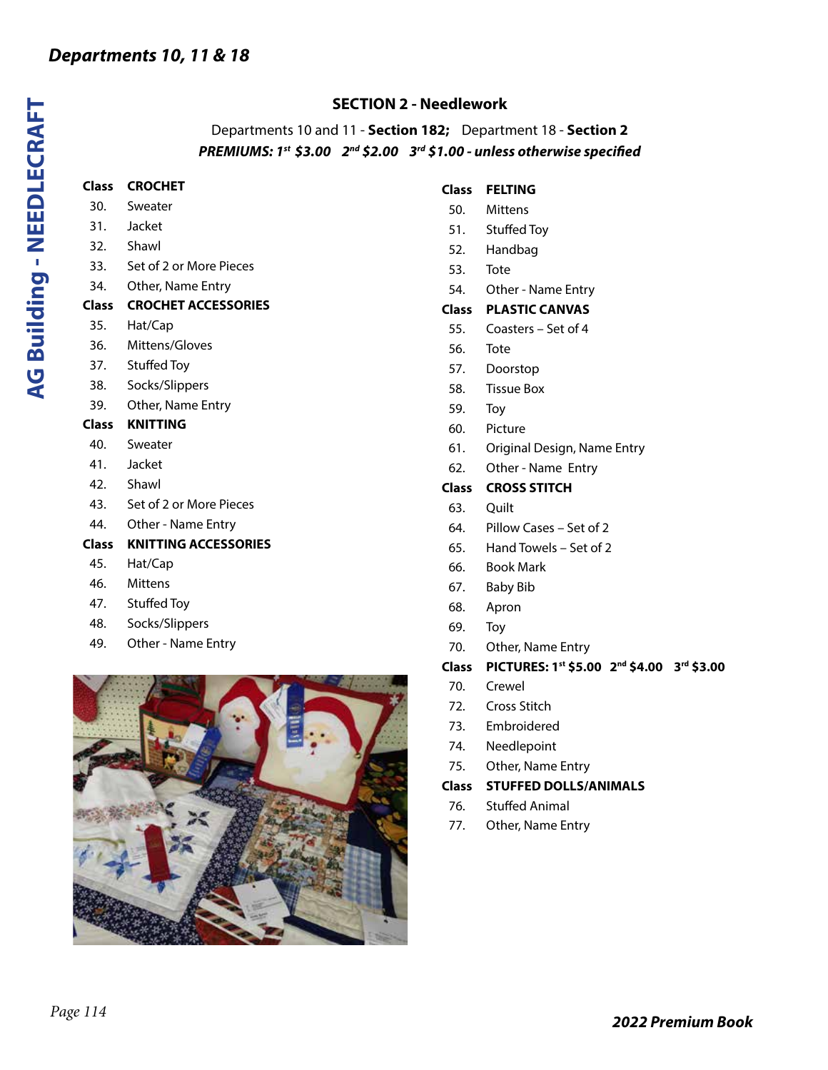## SECTION 2 - Needlework

Departments 10 and 11 - **Section 182;** Department 18 - **Section 2**

***PREMIUMS: 1st $3.00 2nd $2.00 3rd $1.00 - unless otherwise specified***

| Class | CROCHET |
|---|---|
| 30. | Sweater |
| 31. | Jacket |
| 32. | Shawl |
| 33. | Set of 2 or More Pieces |
| 34. | Other, Name Entry |

| Class | CROCHET ACCESSORIES |
|---|---|
| 35. | Hat/Cap |
| 36. | Mittens/Gloves |
| 37. | Stuffed Toy |
| 38. | Socks/Slippers |
| 39. | Other, Name Entry |

| Class | KNITTING |
|---|---|
| 40. | Sweater |
| 41. | Jacket |
| 42. | Shawl |
| 43. | Set of 2 or More Pieces |
| 44. | Other - Name Entry |

| Class | KNITTING ACCESSORIES |
|---|---|
| 45. | Hat/Cap |
| 46. | Mittens |
| 47. | Stuffed Toy |
| 48. | Socks/Slippers |
| 49. | Other - Name Entry |

| Class | FELTING |
|---|---|
| 50. | Mittens |
| 51. | Stuffed Toy |
| 52. | Handbag |
| 53. | Tote |
| 54. | Other - Name Entry |

| Class | PLASTIC CANVAS |
|---|---|
| 55. | Coasters – Set of 4 |
| 56. | Tote |
| 57. | Doorstop |
| 58. | Tissue Box |
| 59. | Toy |
| 60. | Picture |
| 61. | Original Design, Name Entry |
| 62. | Other - Name Entry |

| Class | CROSS STITCH |
|---|---|
| 63. | Quilt |
| 64. | Pillow Cases – Set of 2 |
| 65. | Hand Towels – Set of 2 |
| 66. | Book Mark |
| 67. | Baby Bib |
| 68. | Apron |
| 69. | Toy |
| 70. | Other, Name Entry |

| Class | PICTURES: 1st $5.00 2nd $4.00 3rd $3.00 |
|---|---|
| 70. | Crewel |
| 72. | Cross Stitch |
| 73. | Embroidered |
| 74. | Needlepoint |
| 75. | Other, Name Entry |

| Class | STUFFED DOLLS/ANIMALS |
|---|---|
| 76. | Stuffed Animal |
| 77. | Other, Name Entry |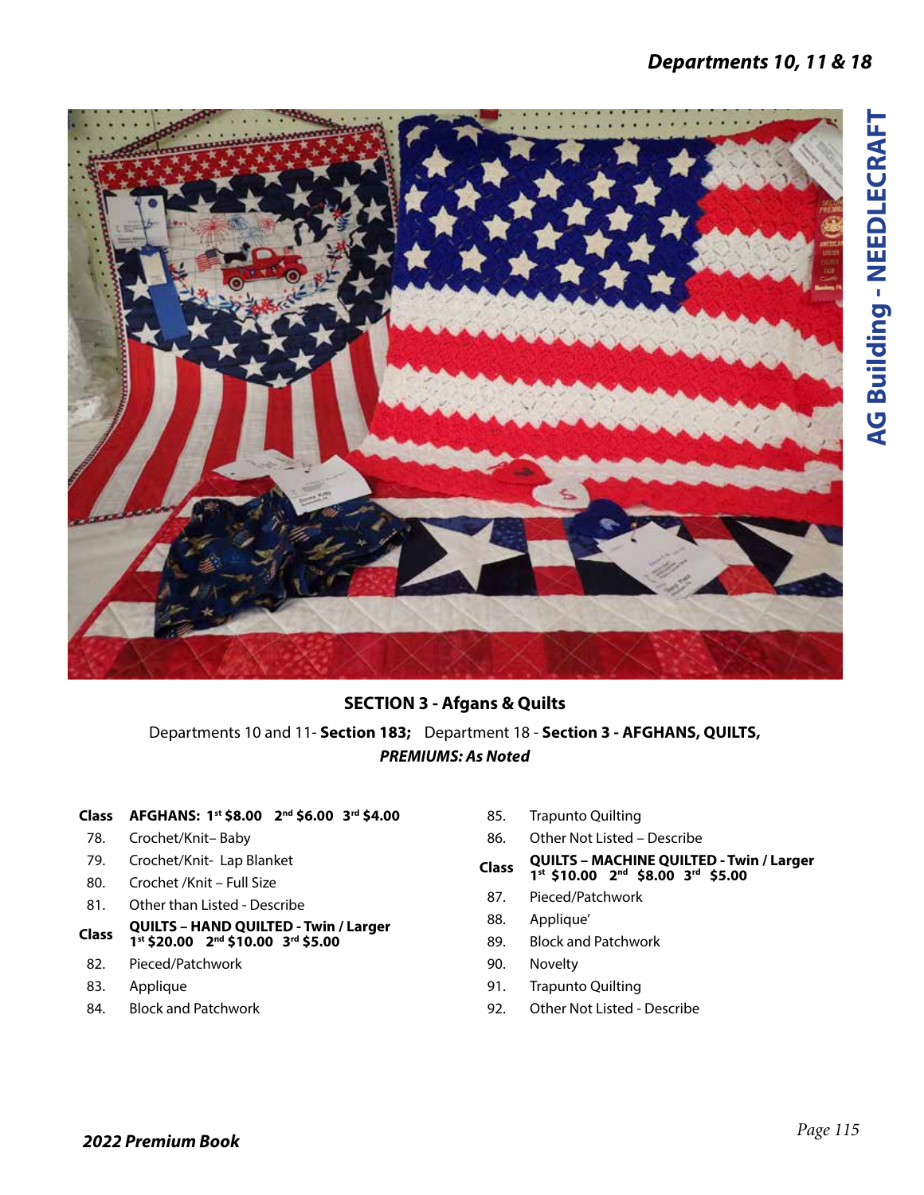## SECTION 3 - Afgans & Quilts

Departments 10 and 11- **Section 183;** Department 18 - **Section 3 - AFGHANS, QUILTS,**
***PREMIUMS: As Noted***

| Class | AFGHANS: 1st $8.00 2nd $6.00 3rd $4.00 |
|---|---|
| 78. | Crochet/Knit– Baby |
| 79. | Crochet/Knit- Lap Blanket |
| 80. | Crochet /Knit – Full Size |
| 81. | Other than Listed - Describe |

| Class | QUILTS – HAND QUILTED - Twin / Larger 1st $20.00 2nd $10.00 3rd $5.00 |
|---|---|
| 82. | Pieced/Patchwork |
| 83. | Applique |
| 84. | Block and Patchwork |
| 85. | Trapunto Quilting |
| 86. | Other Not Listed – Describe |

| Class | QUILTS – MACHINE QUILTED - Twin / Larger 1st $10.00 2nd $8.00 3rd $5.00 |
|---|---|
| 87. | Pieced/Patchwork |
| 88. | Applique' |
| 89. | Block and Patchwork |
| 90. | Novelty |
| 91. | Trapunto Quilting |
| 92. | Other Not Listed - Describe |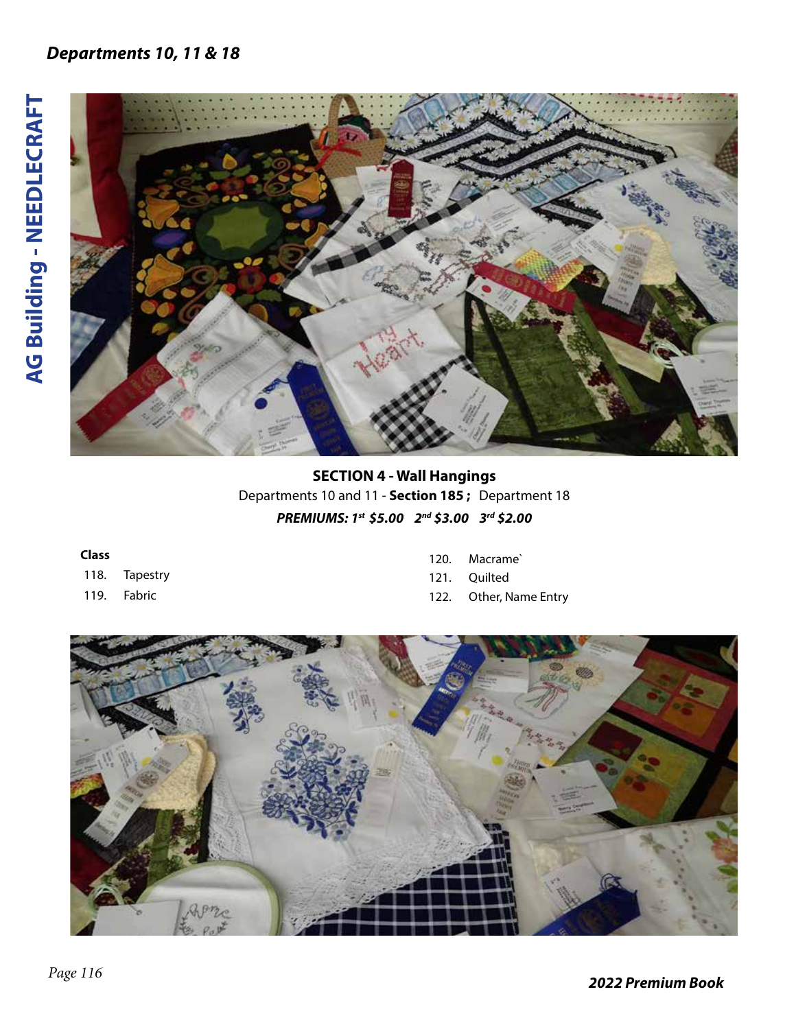## SECTION 4 - Wall Hangings

Departments 10 and 11 - **Section 185 ;** Department 18

***PREMIUMS: 1st $5.00   2nd $3.00   3rd $2.00***

**Class**

118. Tapestry
119. Fabric
120. Macrame`
121. Quilted
122. Other, Name Entry